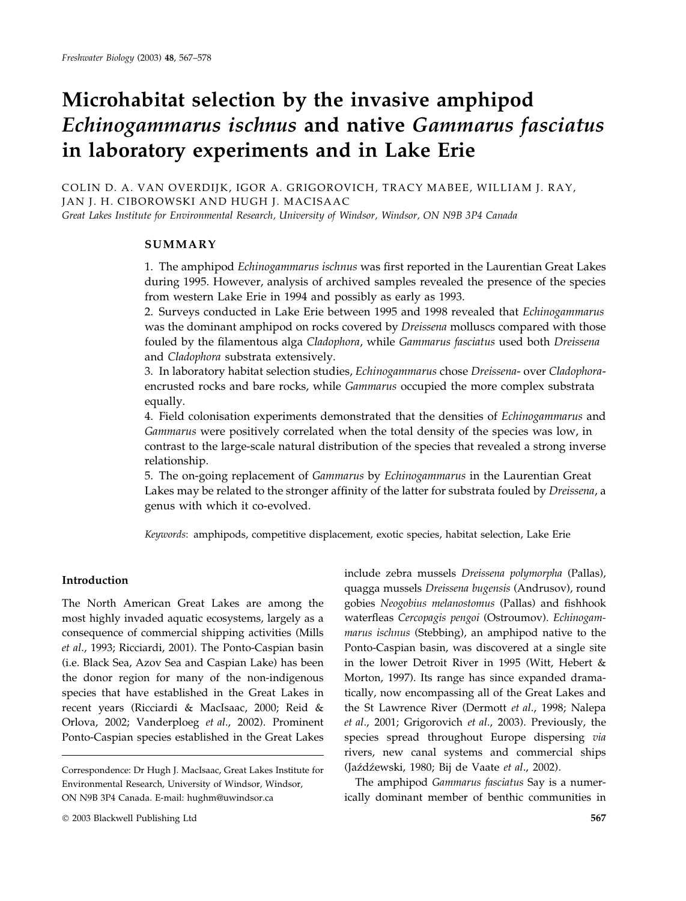# Microhabitat selection by the invasive amphipod *Echinogammarus ischnus* and native *Gammarus fasciatus* in laboratory experiments and in Lake Erie

COLIN D. A. VAN OVERDIJK, IGOR A. GRIGOROVICH, TRACY MABEE, WILLIAM J. RAY, JAN J. H. CIBOROWSKI AND HUGH J. MACISAAC

*Great Lakes Institute for Environmental Research, University of Windsor, Windsor, ON N9B 3P4 Canada*

## SUMMARY

1. The amphipod *Echinogammarus ischnus* was first reported in the Laurentian Great Lakes during 1995. However, analysis of archived samples revealed the presence of the species from western Lake Erie in 1994 and possibly as early as 1993.
2. Surveys conducted in Lake Erie between 1995 and 1998 revealed that *Echinogammarus* was the dominant amphipod on rocks covered by *Dreissena* molluscs compared with those fouled by the filamentous alga *Cladophora*, while *Gammarus fasciatus* used both *Dreissena* and *Cladophora* substrata extensively.
3. In laboratory habitat selection studies, *Echinogammarus* chose *Dreissena*- over *Cladophora*-encrusted rocks and bare rocks, while *Gammarus* occupied the more complex substrata equally.
4. Field colonisation experiments demonstrated that the densities of *Echinogammarus* and *Gammarus* were positively correlated when the total density of the species was low, in contrast to the large-scale natural distribution of the species that revealed a strong inverse relationship.
5. The on-going replacement of *Gammarus* by *Echinogammarus* in the Laurentian Great Lakes may be related to the stronger affinity of the latter for substrata fouled by *Dreissena*, a genus with which it co-evolved.

*Keywords*: amphipods, competitive displacement, exotic species, habitat selection, Lake Erie

## Introduction

The North American Great Lakes are among the most highly invaded aquatic ecosystems, largely as a consequence of commercial shipping activities (Mills *et al*., 1993; Ricciardi, 2001). The Ponto-Caspian basin (i.e. Black Sea, Azov Sea and Caspian Lake) has been the donor region for many of the non-indigenous species that have established in the Great Lakes in recent years (Ricciardi & MacIsaac, 2000; Reid & Orlova, 2002; Vanderploeg *et al*., 2002). Prominent Ponto-Caspian species established in the Great Lakes include zebra mussels *Dreissena polymorpha* (Pallas), quagga mussels *Dreissena bugensis* (Andrusov), round gobies *Neogobius melanostomus* (Pallas) and fishhook waterfleas *Cercopagis pengoi* (Ostroumov). *Echinogammarus ischnus* (Stebbing), an amphipod native to the Ponto-Caspian basin, was discovered at a single site in the lower Detroit River in 1995 (Witt, Hebert & Morton, 1997). Its range has since expanded dramatically, now encompassing all of the Great Lakes and the St Lawrence River (Dermott *et al*., 1998; Nalepa *et al*., 2001; Grigorovich *et al*., 2003). Previously, the species spread throughout Europe dispersing *via* rivers, new canal systems and commercial ships (Jaźdźewski, 1980; Bij de Vaate *et al*., 2002).

The amphipod *Gammarus fasciatus* Say is a numerically dominant member of benthic communities in

Correspondence: Dr Hugh J. MacIsaac, Great Lakes Institute for Environmental Research, University of Windsor, Windsor, ON N9B 3P4 Canada. E-mail: hughm@uwindsor.ca

© 2003 Blackwell Publishing Ltd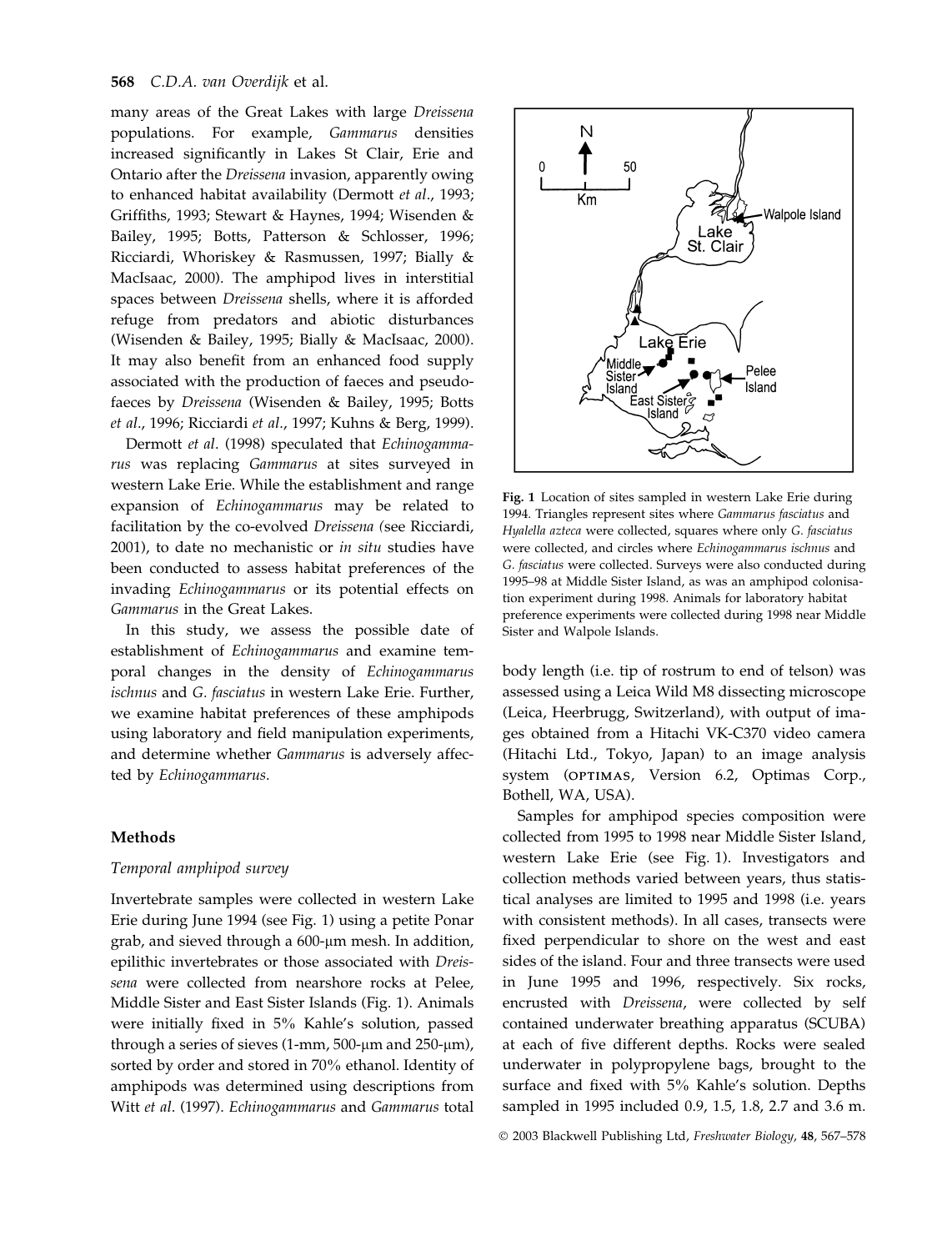many areas of the Great Lakes with large *Dreissena* populations. For example, *Gammarus* densities increased significantly in Lakes St Clair, Erie and Ontario after the *Dreissena* invasion, apparently owing to enhanced habitat availability (Dermott *et al*., 1993; Griffiths, 1993; Stewart & Haynes, 1994; Wisenden & Bailey, 1995; Botts, Patterson & Schlosser, 1996; Ricciardi, Whoriskey & Rasmussen, 1997; Bially & MacIsaac, 2000). The amphipod lives in interstitial spaces between *Dreissena* shells, where it is afforded refuge from predators and abiotic disturbances (Wisenden & Bailey, 1995; Bially & MacIsaac, 2000). It may also benefit from an enhanced food supply associated with the production of faeces and pseudofaeces by *Dreissena* (Wisenden & Bailey, 1995; Botts *et al*., 1996; Ricciardi *et al*., 1997; Kuhns & Berg, 1999).

Dermott *et al*. (1998) speculated that *Echinogammarus* was replacing *Gammarus* at sites surveyed in western Lake Erie. While the establishment and range expansion of *Echinogammarus* may be related to facilitation by the co-evolved *Dreissena* (see Ricciardi, 2001), to date no mechanistic or *in situ* studies have been conducted to assess habitat preferences of the invading *Echinogammarus* or its potential effects on *Gammarus* in the Great Lakes.

In this study, we assess the possible date of establishment of *Echinogammarus* and examine temporal changes in the density of *Echinogammarus ischnus* and *G. fasciatus* in western Lake Erie. Further, we examine habitat preferences of these amphipods using laboratory and field manipulation experiments, and determine whether *Gammarus* is adversely affected by *Echinogammarus*.

## Methods

### Temporal amphipod survey

Invertebrate samples were collected in western Lake Erie during June 1994 (see Fig. 1) using a petite Ponar grab, and sieved through a 600-μm mesh. In addition, epilithic invertebrates or those associated with *Dreissena* were collected from nearshore rocks at Pelee, Middle Sister and East Sister Islands (Fig. 1). Animals were initially fixed in 5% Kahle's solution, passed through a series of sieves (1-mm, 500-μm and 250-μm), sorted by order and stored in 70% ethanol. Identity of amphipods was determined using descriptions from Witt *et al*. (1997). *Echinogammarus* and *Gammarus* total body length (i.e. tip of rostrum to end of telson) was assessed using a Leica Wild M8 dissecting microscope (Leica, Heerbrugg, Switzerland), with output of images obtained from a Hitachi VK-C370 video camera (Hitachi Ltd., Tokyo, Japan) to an image analysis system (OPTIMAS, Version 6.2, Optimas Corp., Bothell, WA, USA).

**Fig. 1** Location of sites sampled in western Lake Erie during 1994. Triangles represent sites where *Gammarus fasciatus* and *Hyalella azteca* were collected, squares where only *G. fasciatus* were collected, and circles where *Echinogammarus ischnus* and *G. fasciatus* were collected. Surveys were also conducted during 1995–98 at Middle Sister Island, as was an amphipod colonisation experiment during 1998. Animals for laboratory habitat preference experiments were collected during 1998 near Middle Sister and Walpole Islands.

Samples for amphipod species composition were collected from 1995 to 1998 near Middle Sister Island, western Lake Erie (see Fig. 1). Investigators and collection methods varied between years, thus statistical analyses are limited to 1995 and 1998 (i.e. years with consistent methods). In all cases, transects were fixed perpendicular to shore on the west and east sides of the island. Four and three transects were used in June 1995 and 1996, respectively. Six rocks, encrusted with *Dreissena*, were collected by self contained underwater breathing apparatus (SCUBA) at each of five different depths. Rocks were sealed underwater in polypropylene bags, brought to the surface and fixed with 5% Kahle's solution. Depths sampled in 1995 included 0.9, 1.5, 1.8, 2.7 and 3.6 m.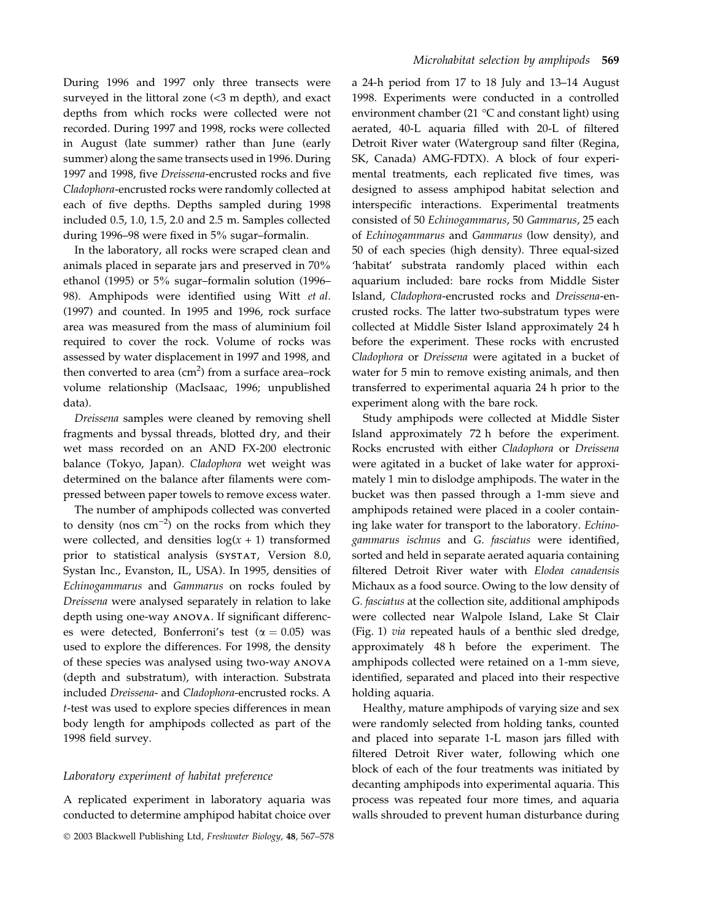During 1996 and 1997 only three transects were surveyed in the littoral zone (<3 m depth), and exact depths from which rocks were collected were not recorded. During 1997 and 1998, rocks were collected in August (late summer) rather than June (early summer) along the same transects used in 1996. During 1997 and 1998, five *Dreissena*-encrusted rocks and five *Cladophora*-encrusted rocks were randomly collected at each of five depths. Depths sampled during 1998 included 0.5, 1.0, 1.5, 2.0 and 2.5 m. Samples collected during 1996–98 were fixed in 5% sugar–formalin.

In the laboratory, all rocks were scraped clean and animals placed in separate jars and preserved in 70% ethanol (1995) or 5% sugar–formalin solution (1996–98). Amphipods were identified using Witt *et al*. (1997) and counted. In 1995 and 1996, rock surface area was measured from the mass of aluminium foil required to cover the rock. Volume of rocks was assessed by water displacement in 1997 and 1998, and then converted to area ($cm^2$) from a surface area–rock volume relationship (MacIsaac, 1996; unpublished data).

*Dreissena* samples were cleaned by removing shell fragments and byssal threads, blotted dry, and their wet mass recorded on an AND FX-200 electronic balance (Tokyo, Japan). *Cladophora* wet weight was determined on the balance after filaments were compressed between paper towels to remove excess water.

The number of amphipods collected was converted to density (nos $cm^{-2}$) on the rocks from which they were collected, and densities $\log(x + 1)$ transformed prior to statistical analysis (SYSTAT, Version 8.0, Systan Inc., Evanston, IL, USA). In 1995, densities of *Echinogammarus* and *Gammarus* on rocks fouled by *Dreissena* were analysed separately in relation to lake depth using one-way ANOVA. If significant differences were detected, Bonferroni's test ($\alpha = 0.05$) was used to explore the differences. For 1998, the density of these species was analysed using two-way ANOVA (depth and substratum), with interaction. Substrata included *Dreissena*- and *Cladophora*-encrusted rocks. A *t*-test was used to explore species differences in mean body length for amphipods collected as part of the 1998 field survey.

### Laboratory experiment of habitat preference

A replicated experiment in laboratory aquaria was conducted to determine amphipod habitat choice over a 24-h period from 17 to 18 July and 13–14 August 1998. Experiments were conducted in a controlled environment chamber (21 °C and constant light) using aerated, 40-L aquaria filled with 20-L of filtered Detroit River water (Watergroup sand filter (Regina, SK, Canada) AMG-FDTX). A block of four experimental treatments, each replicated five times, was designed to assess amphipod habitat selection and interspecific interactions. Experimental treatments consisted of 50 *Echinogammarus*, 50 *Gammarus*, 25 each of *Echinogammarus* and *Gammarus* (low density), and 50 of each species (high density). Three equal-sized 'habitat' substrata randomly placed within each aquarium included: bare rocks from Middle Sister Island, *Cladophora*-encrusted rocks and *Dreissena*-encrusted rocks. The latter two-substratum types were collected at Middle Sister Island approximately 24 h before the experiment. These rocks with encrusted *Cladophora* or *Dreissena* were agitated in a bucket of water for 5 min to remove existing animals, and then transferred to experimental aquaria 24 h prior to the experiment along with the bare rock.

Study amphipods were collected at Middle Sister Island approximately 72 h before the experiment. Rocks encrusted with either *Cladophora* or *Dreissena* were agitated in a bucket of lake water for approximately 1 min to dislodge amphipods. The water in the bucket was then passed through a 1-mm sieve and amphipods retained were placed in a cooler containing lake water for transport to the laboratory. *Echinogammarus ischnus* and *G. fasciatus* were identified, sorted and held in separate aerated aquaria containing filtered Detroit River water with *Elodea canadensis* Michaux as a food source. Owing to the low density of *G. fasciatus* at the collection site, additional amphipods were collected near Walpole Island, Lake St Clair (Fig. 1) *via* repeated hauls of a benthic sled dredge, approximately 48 h before the experiment. The amphipods collected were retained on a 1-mm sieve, identified, separated and placed into their respective holding aquaria.

Healthy, mature amphipods of varying size and sex were randomly selected from holding tanks, counted and placed into separate 1-L mason jars filled with filtered Detroit River water, following which one block of each of the four treatments was initiated by decanting amphipods into experimental aquaria. This process was repeated four more times, and aquaria walls shrouded to prevent human disturbance during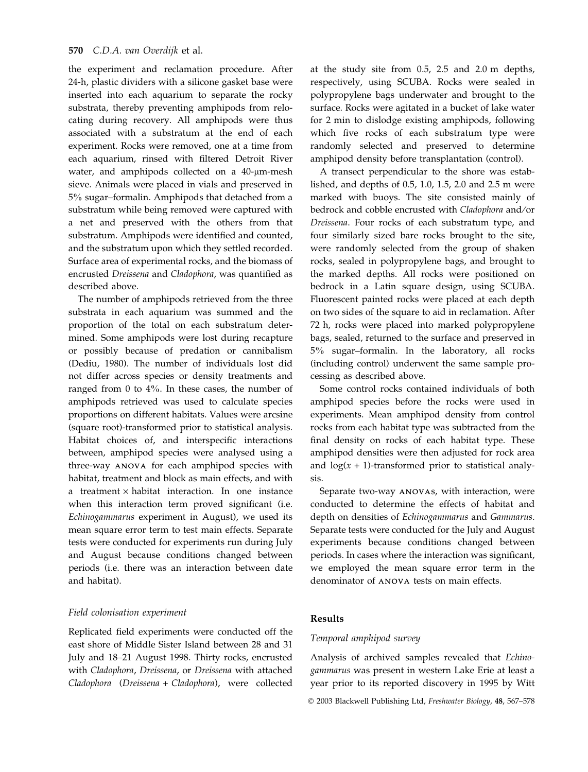the experiment and reclamation procedure. After 24-h, plastic dividers with a silicone gasket base were inserted into each aquarium to separate the rocky substrata, thereby preventing amphipods from relocating during recovery. All amphipods were thus associated with a substratum at the end of each experiment. Rocks were removed, one at a time from each aquarium, rinsed with filtered Detroit River water, and amphipods collected on a 40-μm-mesh sieve. Animals were placed in vials and preserved in 5% sugar–formalin. Amphipods that detached from a substratum while being removed were captured with a net and preserved with the others from that substratum. Amphipods were identified and counted, and the substratum upon which they settled recorded. Surface area of experimental rocks, and the biomass of encrusted *Dreissena* and *Cladophora*, was quantified as described above.

The number of amphipods retrieved from the three substrata in each aquarium was summed and the proportion of the total on each substratum determined. Some amphipods were lost during recapture or possibly because of predation or cannibalism (Dediu, 1980). The number of individuals lost did not differ across species or density treatments and ranged from 0 to 4%. In these cases, the number of amphipods retrieved was used to calculate species proportions on different habitats. Values were arcsine (square root)-transformed prior to statistical analysis. Habitat choices of, and interspecific interactions between, amphipod species were analysed using a three-way ANOVA for each amphipod species with habitat, treatment and block as main effects, and with a treatment × habitat interaction. In one instance when this interaction term proved significant (i.e. *Echinogammarus* experiment in August), we used its mean square error term to test main effects. Separate tests were conducted for experiments run during July and August because conditions changed between periods (i.e. there was an interaction between date and habitat).

### *Field colonisation experiment*

Replicated field experiments were conducted off the east shore of Middle Sister Island between 28 and 31 July and 18–21 August 1998. Thirty rocks, encrusted with *Cladophora*, *Dreissena*, or *Dreissena* with attached *Cladophora* (*Dreissena* + *Cladophora*), were collected at the study site from 0.5, 2.5 and 2.0 m depths, respectively, using SCUBA. Rocks were sealed in polypropylene bags underwater and brought to the surface. Rocks were agitated in a bucket of lake water for 2 min to dislodge existing amphipods, following which five rocks of each substratum type were randomly selected and preserved to determine amphipod density before transplantation (control).

A transect perpendicular to the shore was established, and depths of 0.5, 1.0, 1.5, 2.0 and 2.5 m were marked with buoys. The site consisted mainly of bedrock and cobble encrusted with *Cladophora* and/or *Dreissena*. Four rocks of each substratum type, and four similarly sized bare rocks brought to the site, were randomly selected from the group of shaken rocks, sealed in polypropylene bags, and brought to the marked depths. All rocks were positioned on bedrock in a Latin square design, using SCUBA. Fluorescent painted rocks were placed at each depth on two sides of the square to aid in reclamation. After 72 h, rocks were placed into marked polypropylene bags, sealed, returned to the surface and preserved in 5% sugar–formalin. In the laboratory, all rocks (including control) underwent the same sample processing as described above.

Some control rocks contained individuals of both amphipod species before the rocks were used in experiments. Mean amphipod density from control rocks from each habitat type was subtracted from the final density on rocks of each habitat type. These amphipod densities were then adjusted for rock area and $\log(x + 1)$-transformed prior to statistical analysis.

Separate two-way ANOVAs, with interaction, were conducted to determine the effects of habitat and depth on densities of *Echinogammarus* and *Gammarus*. Separate tests were conducted for the July and August experiments because conditions changed between periods. In cases where the interaction was significant, we employed the mean square error term in the denominator of ANOVA tests on main effects.

## Results

### *Temporal amphipod survey*

Analysis of archived samples revealed that *Echinogammarus* was present in western Lake Erie at least a year prior to its reported discovery in 1995 by Witt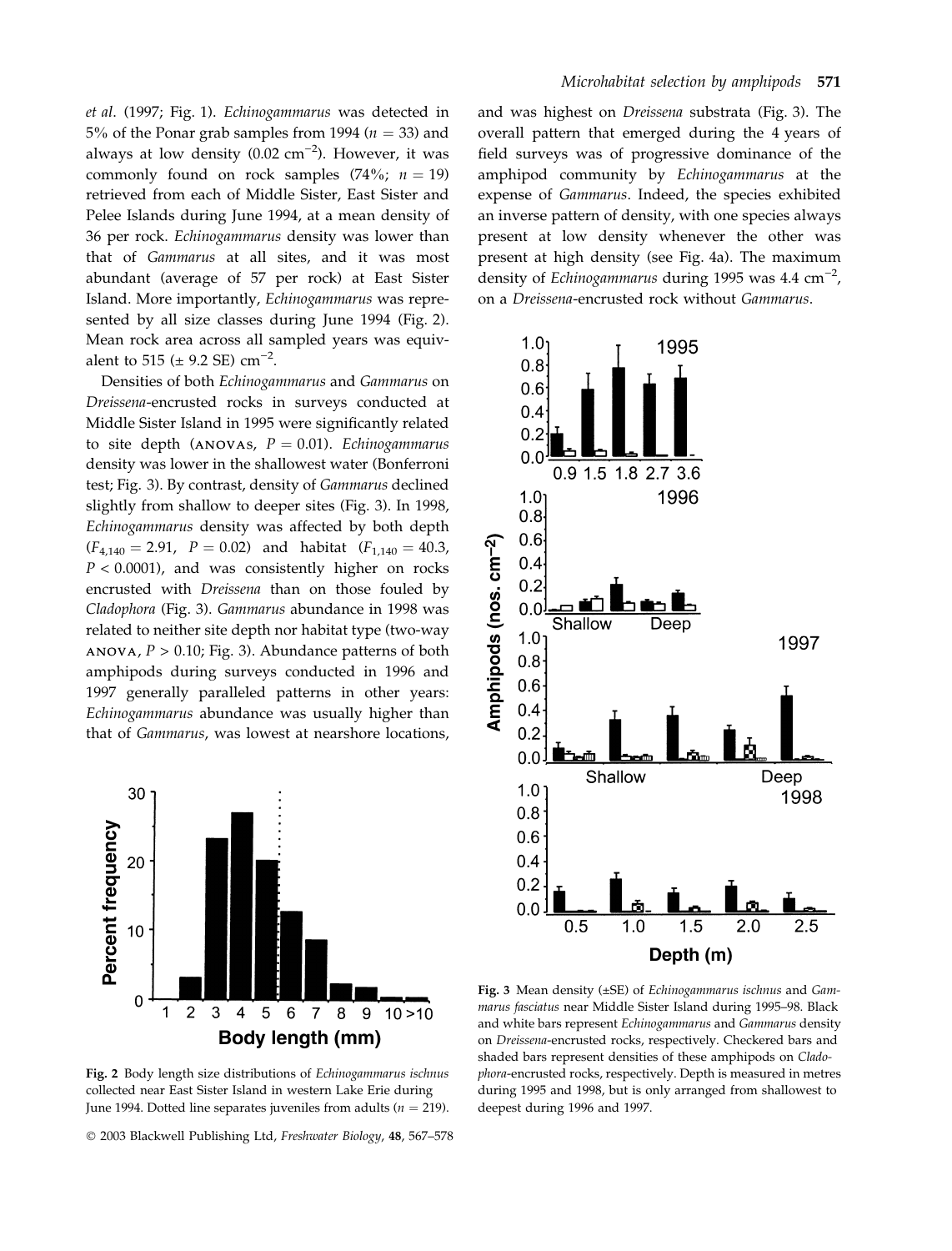et al. (1997; Fig. 1). *Echinogammarus* was detected in 5% of the Ponar grab samples from 1994 ($n = 33$) and always at low density (0.02 $cm^{-2}$). However, it was commonly found on rock samples (74%; $n = 19$) retrieved from each of Middle Sister, East Sister and Pelee Islands during June 1994, at a mean density of 36 per rock. *Echinogammarus* density was lower than that of *Gammarus* at all sites, and it was most abundant (average of 57 per rock) at East Sister Island. More importantly, *Echinogammarus* was represented by all size classes during June 1994 (Fig. 2). Mean rock area across all sampled years was equivalent to 515 (± 9.2 SE) $cm^{-2}$.

Densities of both *Echinogammarus* and *Gammarus* on *Dreissena*-encrusted rocks in surveys conducted at Middle Sister Island in 1995 were significantly related to site depth (ANOVAS, $P = 0.01$). *Echinogammarus* density was lower in the shallowest water (Bonferroni test; Fig. 3). By contrast, density of *Gammarus* declined slightly from shallow to deeper sites (Fig. 3). In 1998, *Echinogammarus* density was affected by both depth ($F_{4,140} = 2.91$, $P = 0.02$) and habitat ($F_{1,140} = 40.3$, $P < 0.0001$), and was consistently higher on rocks encrusted with *Dreissena* than on those fouled by *Cladophora* (Fig. 3). *Gammarus* abundance in 1998 was related to neither site depth nor habitat type (two-way ANOVA, $P > 0.10$; Fig. 3). Abundance patterns of both amphipods during surveys conducted in 1996 and 1997 generally paralleled patterns in other years: *Echinogammarus* abundance was usually higher than that of *Gammarus*, was lowest at nearshore locations, and was highest on *Dreissena* substrata (Fig. 3). The overall pattern that emerged during the 4 years of field surveys was of progressive dominance of the amphipod community by *Echinogammarus* at the expense of *Gammarus*. Indeed, the species exhibited an inverse pattern of density, with one species always present at low density whenever the other was present at high density (see Fig. 4a). The maximum density of *Echinogammarus* during 1995 was 4.4 $cm^{-2}$, on a *Dreissena*-encrusted rock without *Gammarus*.

**Fig. 2** Body length size distributions of *Echinogammarus ischnus* collected near East Sister Island in western Lake Erie during June 1994. Dotted line separates juveniles from adults ($n = 219$).

**Fig. 3** Mean density (±SE) of *Echinogammarus ischnus* and *Gammarus fasciatus* near Middle Sister Island during 1995–98. Black and white bars represent *Echinogammarus* and *Gammarus* density on *Dreissena*-encrusted rocks, respectively. Checkered bars and shaded bars represent densities of these amphipods on *Cladophora*-encrusted rocks, respectively. Depth is measured in metres during 1995 and 1998, but is only arranged from shallowest to deepest during 1996 and 1997.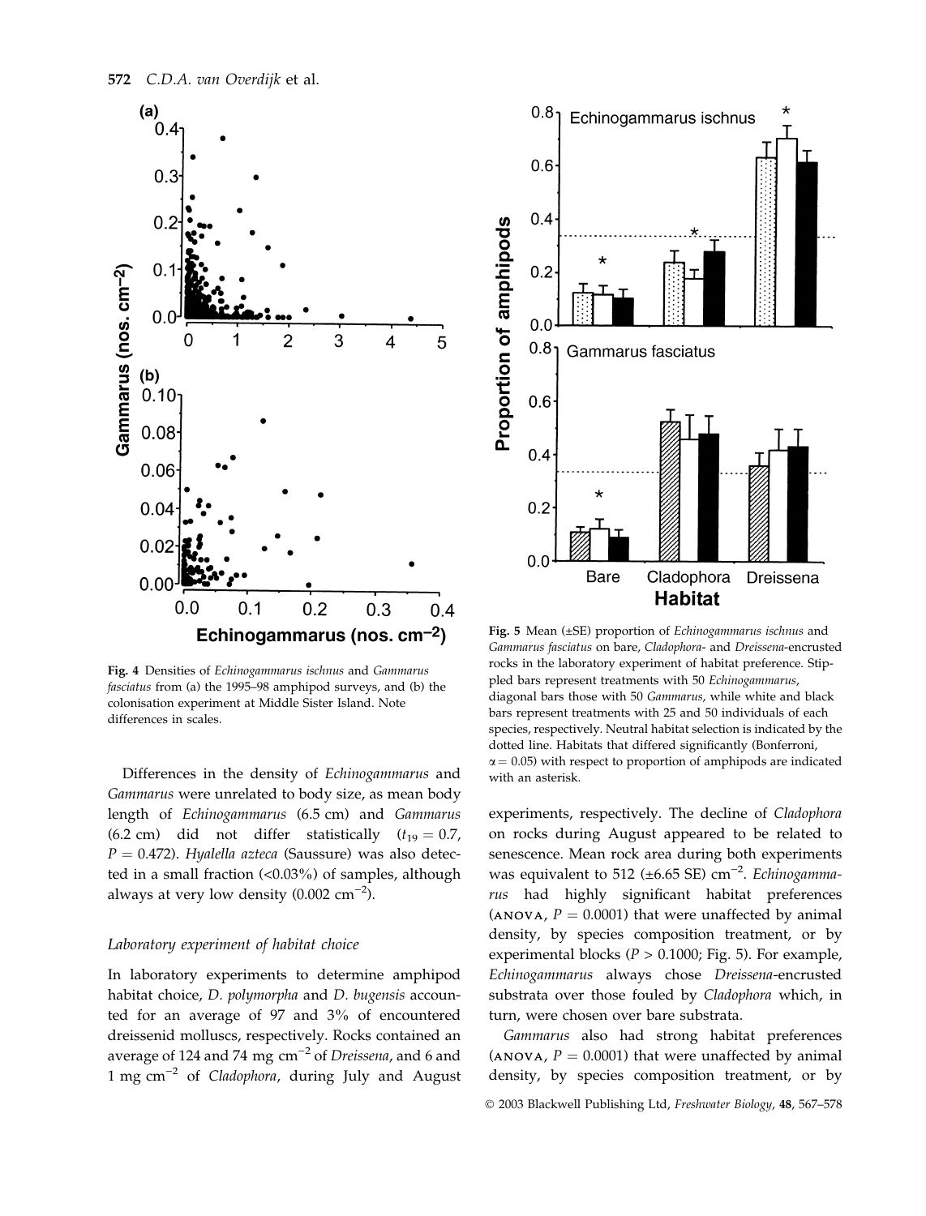**Fig. 4** Densities of *Echinogammarus ischnus* and *Gammarus fasciatus* from (a) the 1995–98 amphipod surveys, and (b) the colonisation experiment at Middle Sister Island. Note differences in scales.

Differences in the density of *Echinogammarus* and *Gammarus* were unrelated to body size, as mean body length of *Echinogammarus* (6.5 cm) and *Gammarus* (6.2 cm) did not differ statistically ($t_{19} = 0.7$, $P = 0.472$). *Hyalella azteca* (Saussure) was also detected in a small fraction (<0.03%) of samples, although always at very low density (0.002 $cm^{-2}$).

### Laboratory experiment of habitat choice

In laboratory experiments to determine amphipod habitat choice, *D. polymorpha* and *D. bugensis* accounted for an average of 97 and 3% of encountered dreissenid molluscs, respectively. Rocks contained an average of 124 and 74 mg $cm^{-2}$ of *Dreissena*, and 6 and 1 mg $cm^{-2}$ of *Cladophora*, during July and August experiments, respectively. The decline of *Cladophora* on rocks during August appeared to be related to senescence. Mean rock area during both experiments was equivalent to 512 (±6.65 SE) $cm^{-2}$. *Echinogammarus* had highly significant habitat preferences (ANOVA, $P = 0.0001$) that were unaffected by animal density, by species composition treatment, or by experimental blocks ($P > 0.1000$; Fig. 5). For example, *Echinogammarus* always chose *Dreissena*-encrusted substrata over those fouled by *Cladophora* which, in turn, were chosen over bare substrata.

**Fig. 5** Mean (±SE) proportion of *Echinogammarus ischnus* and *Gammarus fasciatus* on bare, *Cladophora*- and *Dreissena*-encrusted rocks in the laboratory experiment of habitat preference. Stippled bars represent treatments with 50 *Echinogammarus*, diagonal bars those with 50 *Gammarus*, while white and black bars represent treatments with 25 and 50 individuals of each species, respectively. Neutral habitat selection is indicated by the dotted line. Habitats that differed significantly (Bonferroni, $\alpha = 0.05$) with respect to proportion of amphipods are indicated with an asterisk.

*Gammarus* also had strong habitat preferences (ANOVA, $P = 0.0001$) that were unaffected by animal density, by species composition treatment, or by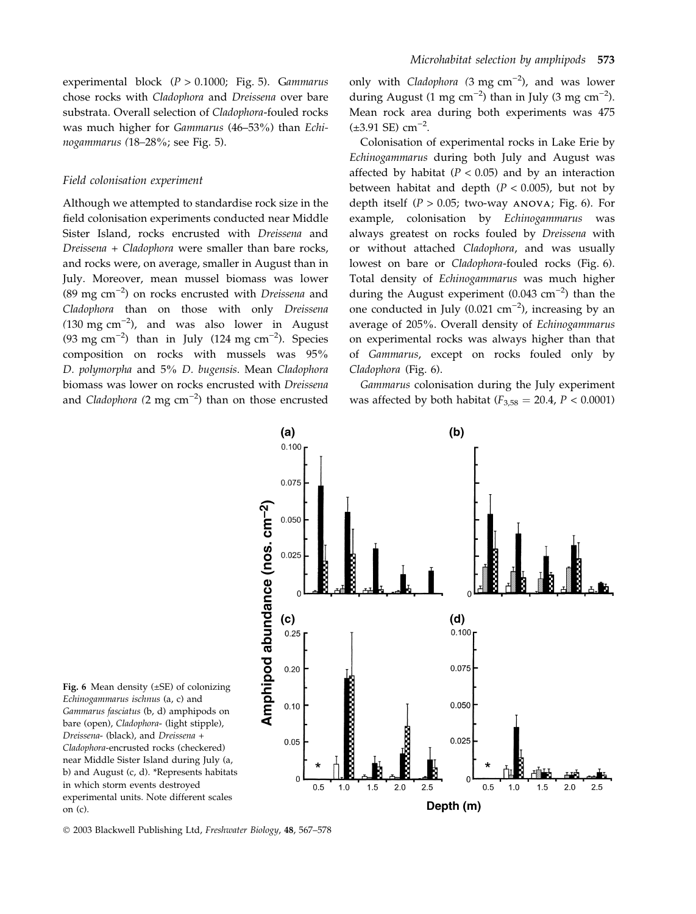experimental block ($P > 0.1000$; Fig. 5). *Gammarus* chose rocks with *Cladophora* and *Dreissena* over bare substrata. Overall selection of *Cladophora*-fouled rocks was much higher for *Gammarus* (46–53%) than *Echinogammarus* (18–28%; see Fig. 5).

### Field colonisation experiment

Although we attempted to standardise rock size in the field colonisation experiments conducted near Middle Sister Island, rocks encrusted with *Dreissena* and *Dreissena* + *Cladophora* were smaller than bare rocks, and rocks were, on average, smaller in August than in July. Moreover, mean mussel biomass was lower (89 mg $cm^{-2}$) on rocks encrusted with *Dreissena* and *Cladophora* than on those with only *Dreissena* (130 mg $cm^{-2}$), and was also lower in August (93 mg $cm^{-2}$) than in July (124 mg $cm^{-2}$). Species composition on rocks with mussels was 95% *D. polymorpha* and 5% *D. bugensis*. Mean *Cladophora* biomass was lower on rocks encrusted with *Dreissena* and *Cladophora* (2 mg $cm^{-2}$) than on those encrusted only with *Cladophora* (3 mg $cm^{-2}$), and was lower during August (1 mg $cm^{-2}$) than in July (3 mg $cm^{-2}$). Mean rock area during both experiments was 475 (±3.91 SE) $cm^{-2}$.

Colonisation of experimental rocks in Lake Erie by *Echinogammarus* during both July and August was affected by habitat ($P < 0.05$) and by an interaction between habitat and depth ($P < 0.005$), but not by depth itself ($P > 0.05$; two-way ANOVA; Fig. 6). For example, colonisation by *Echinogammarus* was always greatest on rocks fouled by *Dreissena* with or without attached *Cladophora*, and was usually lowest on bare or *Cladophora*-fouled rocks (Fig. 6). Total density of *Echinogammarus* was much higher during the August experiment (0.043 $cm^{-2}$) than the one conducted in July (0.021 $cm^{-2}$), increasing by an average of 205%. Overall density of *Echinogammarus* on experimental rocks was always higher than that of *Gammarus*, except on rocks fouled only by *Cladophora* (Fig. 6).

*Gammarus* colonisation during the July experiment was affected by both habitat ($F_{3,58} = 20.4$, $P < 0.0001$)

**Fig. 6** Mean density (±SE) of colonizing *Echinogammarus ischnus* (a, c) and *Gammarus fasciatus* (b, d) amphipods on bare (open), *Cladophora*- (light stipple), *Dreissena*- (black), and *Dreissena* + *Cladophora*-encrusted rocks (checkered) near Middle Sister Island during July (a, b) and August (c, d). *Represents habitats in which storm events destroyed experimental units. Note different scales on (c).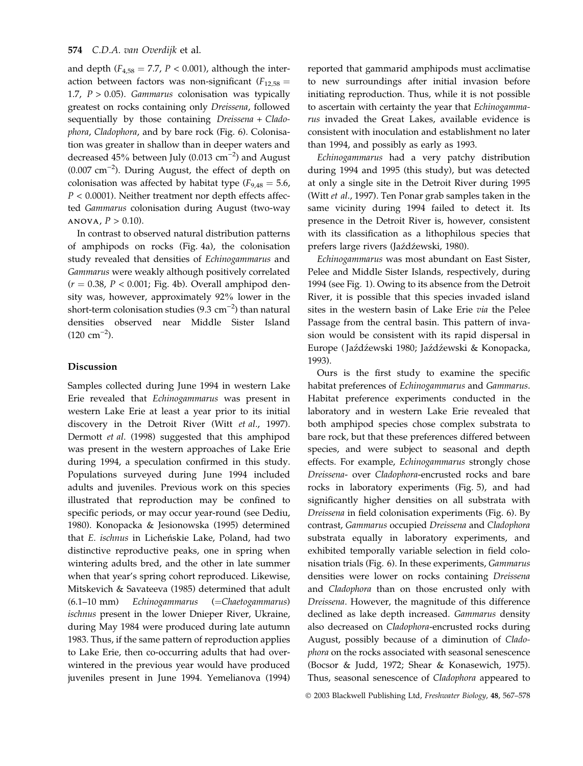and depth ($F_{4,58} = 7.7$, $P < 0.001$), although the interaction between factors was non-significant ($F_{12,58} = 1.7$, $P > 0.05$). *Gammarus* colonisation was typically greatest on rocks containing only *Dreissena*, followed sequentially by those containing *Dreissena* + *Cladophora*, *Cladophora*, and by bare rock (Fig. 6). Colonisation was greater in shallow than in deeper waters and decreased 45% between July (0.013 $cm^{-2}$) and August (0.007 $cm^{-2}$). During August, the effect of depth on colonisation was affected by habitat type ($F_{9,48} = 5.6$, $P < 0.0001$). Neither treatment nor depth effects affected *Gammarus* colonisation during August (two-way ANOVA, $P > 0.10$).

In contrast to observed natural distribution patterns of amphipods on rocks (Fig. 4a), the colonisation study revealed that densities of *Echinogammarus* and *Gammarus* were weakly although positively correlated ($r = 0.38$, $P < 0.001$; Fig. 4b). Overall amphipod density was, however, approximately 92% lower in the short-term colonisation studies (9.3 $cm^{-2}$) than natural densities observed near Middle Sister Island (120 $cm^{-2}$).

## Discussion

Samples collected during June 1994 in western Lake Erie revealed that *Echinogammarus* was present in western Lake Erie at least a year prior to its initial discovery in the Detroit River (Witt *et al*., 1997). Dermott *et al*. (1998) suggested that this amphipod was present in the western approaches of Lake Erie during 1994, a speculation confirmed in this study. Populations surveyed during June 1994 included adults and juveniles. Previous work on this species illustrated that reproduction may be confined to specific periods, or may occur year-round (see Dediu, 1980). Konopacka & Jesionowska (1995) determined that *E. ischnus* in Licheńskie Lake, Poland, had two distinctive reproductive peaks, one in spring when wintering adults bred, and the other in late summer when that year's spring cohort reproduced. Likewise, Mitskevich & Savateeva (1985) determined that adult (6.1–10 mm) *Echinogammarus* (=*Chaetogammarus*) *ischnus* present in the lower Dnieper River, Ukraine, during May 1984 were produced during late autumn 1983. Thus, if the same pattern of reproduction applies to Lake Erie, then co-occurring adults that had overwintered in the previous year would have produced juveniles present in June 1994. Yemelianova (1994) reported that gammarid amphipods must acclimatise to new surroundings after initial invasion before initiating reproduction. Thus, while it is not possible to ascertain with certainty the year that *Echinogammarus* invaded the Great Lakes, available evidence is consistent with inoculation and establishment no later than 1994, and possibly as early as 1993.

*Echinogammarus* had a very patchy distribution during 1994 and 1995 (this study), but was detected at only a single site in the Detroit River during 1995 (Witt *et al*., 1997). Ten Ponar grab samples taken in the same vicinity during 1994 failed to detect it. Its presence in the Detroit River is, however, consistent with its classification as a lithophilous species that prefers large rivers (Jaźdźewski, 1980).

*Echinogammarus* was most abundant on East Sister, Pelee and Middle Sister Islands, respectively, during 1994 (see Fig. 1). Owing to its absence from the Detroit River, it is possible that this species invaded island sites in the western basin of Lake Erie *via* the Pelee Passage from the central basin. This pattern of invasion would be consistent with its rapid dispersal in Europe (Jaźdźewski 1980; Jaźdźewski & Konopacka, 1993).

Ours is the first study to examine the specific habitat preferences of *Echinogammarus* and *Gammarus*. Habitat preference experiments conducted in the laboratory and in western Lake Erie revealed that both amphipod species chose complex substrata to bare rock, but that these preferences differed between species, and were subject to seasonal and depth effects. For example, *Echinogammarus* strongly chose *Dreissena*- over *Cladophora*-encrusted rocks and bare rocks in laboratory experiments (Fig. 5), and had significantly higher densities on all substrata with *Dreissena* in field colonisation experiments (Fig. 6). By contrast, *Gammarus* occupied *Dreissena* and *Cladophora* substrata equally in laboratory experiments, and exhibited temporally variable selection in field colonisation trials (Fig. 6). In these experiments, *Gammarus* densities were lower on rocks containing *Dreissena* and *Cladophora* than on those encrusted only with *Dreissena*. However, the magnitude of this difference declined as lake depth increased. *Gammarus* density also decreased on *Cladophora*-encrusted rocks during August, possibly because of a diminution of *Cladophora* on the rocks associated with seasonal senescence (Bocsor & Judd, 1972; Shear & Konasewich, 1975). Thus, seasonal senescence of *Cladophora* appeared to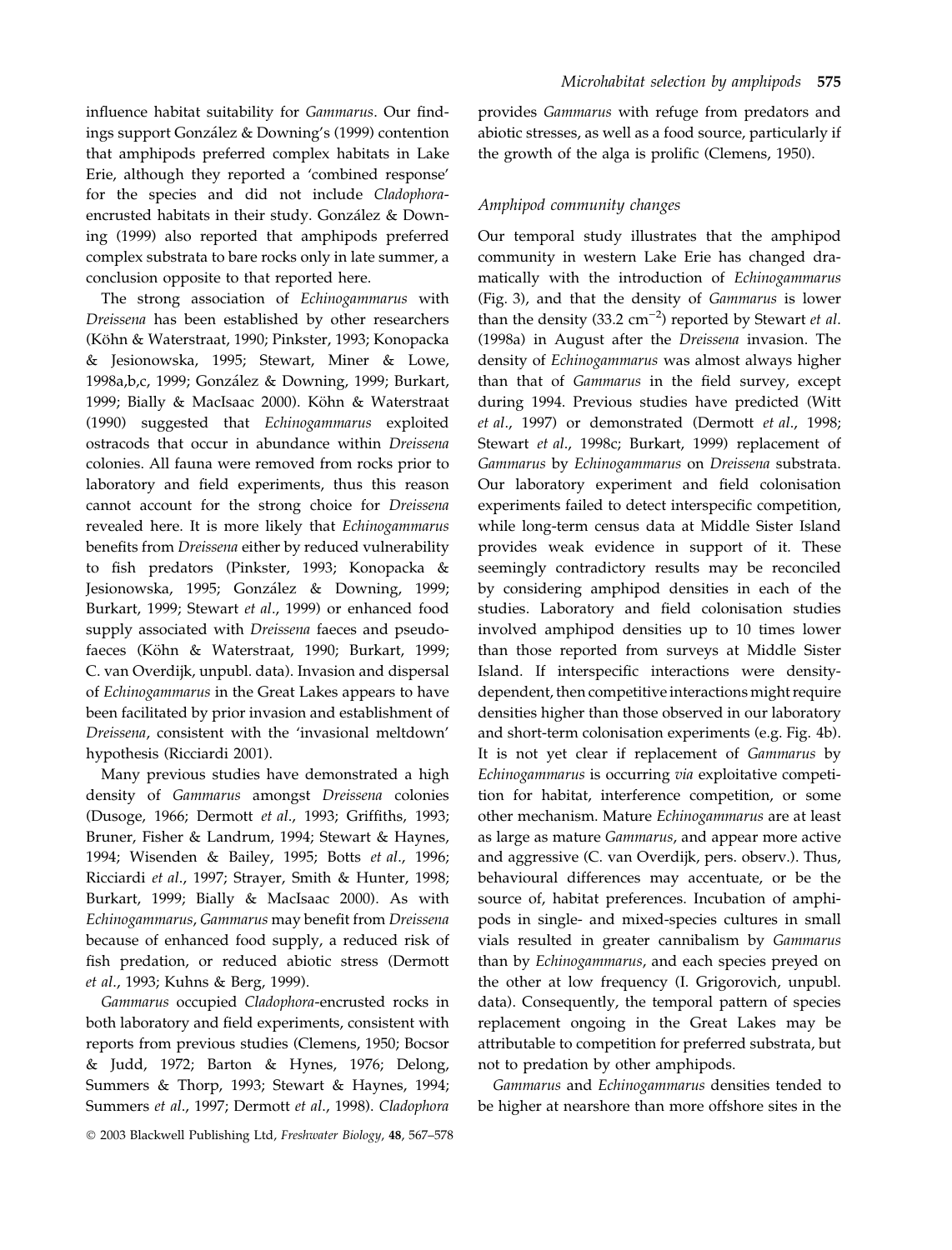influence habitat suitability for *Gammarus*. Our findings support González & Downing's (1999) contention that amphipods preferred complex habitats in Lake Erie, although they reported a 'combined response' for the species and did not include *Cladophora*-encrusted habitats in their study. González & Downing (1999) also reported that amphipods preferred complex substrata to bare rocks only in late summer, a conclusion opposite to that reported here.

The strong association of *Echinogammarus* with *Dreissena* has been established by other researchers (Köhn & Waterstraat, 1990; Pinkster, 1993; Konopacka & Jesionowska, 1995; Stewart, Miner & Lowe, 1998a,b,c, 1999; González & Downing, 1999; Burkart, 1999; Bially & MacIsaac 2000). Köhn & Waterstraat (1990) suggested that *Echinogammarus* exploited ostracods that occur in abundance within *Dreissena* colonies. All fauna were removed from rocks prior to laboratory and field experiments, thus this reason cannot account for the strong choice for *Dreissena* revealed here. It is more likely that *Echinogammarus* benefits from *Dreissena* either by reduced vulnerability to fish predators (Pinkster, 1993; Konopacka & Jesionowska, 1995; González & Downing, 1999; Burkart, 1999; Stewart *et al*., 1999) or enhanced food supply associated with *Dreissena* faeces and pseudofaeces (Köhn & Waterstraat, 1990; Burkart, 1999; C. van Overdijk, unpubl. data). Invasion and dispersal of *Echinogammarus* in the Great Lakes appears to have been facilitated by prior invasion and establishment of *Dreissena*, consistent with the 'invasional meltdown' hypothesis (Ricciardi 2001).

Many previous studies have demonstrated a high density of *Gammarus* amongst *Dreissena* colonies (Dusoge, 1966; Dermott *et al*., 1993; Griffiths, 1993; Bruner, Fisher & Landrum, 1994; Stewart & Haynes, 1994; Wisenden & Bailey, 1995; Botts *et al*., 1996; Ricciardi *et al*., 1997; Strayer, Smith & Hunter, 1998; Burkart, 1999; Bially & MacIsaac 2000). As with *Echinogammarus*, *Gammarus* may benefit from *Dreissena* because of enhanced food supply, a reduced risk of fish predation, or reduced abiotic stress (Dermott *et al*., 1993; Kuhns & Berg, 1999).

*Gammarus* occupied *Cladophora*-encrusted rocks in both laboratory and field experiments, consistent with reports from previous studies (Clemens, 1950; Bocsor & Judd, 1972; Barton & Hynes, 1976; Delong, Summers & Thorp, 1993; Stewart & Haynes, 1994; Summers *et al*., 1997; Dermott *et al*., 1998). *Cladophora* provides *Gammarus* with refuge from predators and abiotic stresses, as well as a food source, particularly if the growth of the alga is prolific (Clemens, 1950).

### Amphipod community changes

Our temporal study illustrates that the amphipod community in western Lake Erie has changed dramatically with the introduction of *Echinogammarus* (Fig. 3), and that the density of *Gammarus* is lower than the density (33.2 $cm^{-2}$) reported by Stewart *et al*. (1998a) in August after the *Dreissena* invasion. The density of *Echinogammarus* was almost always higher than that of *Gammarus* in the field survey, except during 1994. Previous studies have predicted (Witt *et al*., 1997) or demonstrated (Dermott *et al*., 1998; Stewart *et al*., 1998c; Burkart, 1999) replacement of *Gammarus* by *Echinogammarus* on *Dreissena* substrata. Our laboratory experiment and field colonisation experiments failed to detect interspecific competition, while long-term census data at Middle Sister Island provides weak evidence in support of it. These seemingly contradictory results may be reconciled by considering amphipod densities in each of the studies. Laboratory and field colonisation studies involved amphipod densities up to 10 times lower than those reported from surveys at Middle Sister Island. If interspecific interactions were density-dependent, then competitive interactions might require densities higher than those observed in our laboratory and short-term colonisation experiments (e.g. Fig. 4b). It is not yet clear if replacement of *Gammarus* by *Echinogammarus* is occurring *via* exploitative competition for habitat, interference competition, or some other mechanism. Mature *Echinogammarus* are at least as large as mature *Gammarus*, and appear more active and aggressive (C. van Overdijk, pers. observ.). Thus, behavioural differences may accentuate, or be the source of, habitat preferences. Incubation of amphipods in single- and mixed-species cultures in small vials resulted in greater cannibalism by *Gammarus* than by *Echinogammarus*, and each species preyed on the other at low frequency (I. Grigorovich, unpubl. data). Consequently, the temporal pattern of species replacement ongoing in the Great Lakes may be attributable to competition for preferred substrata, but not to predation by other amphipods.

*Gammarus* and *Echinogammarus* densities tended to be higher at nearshore than more offshore sites in the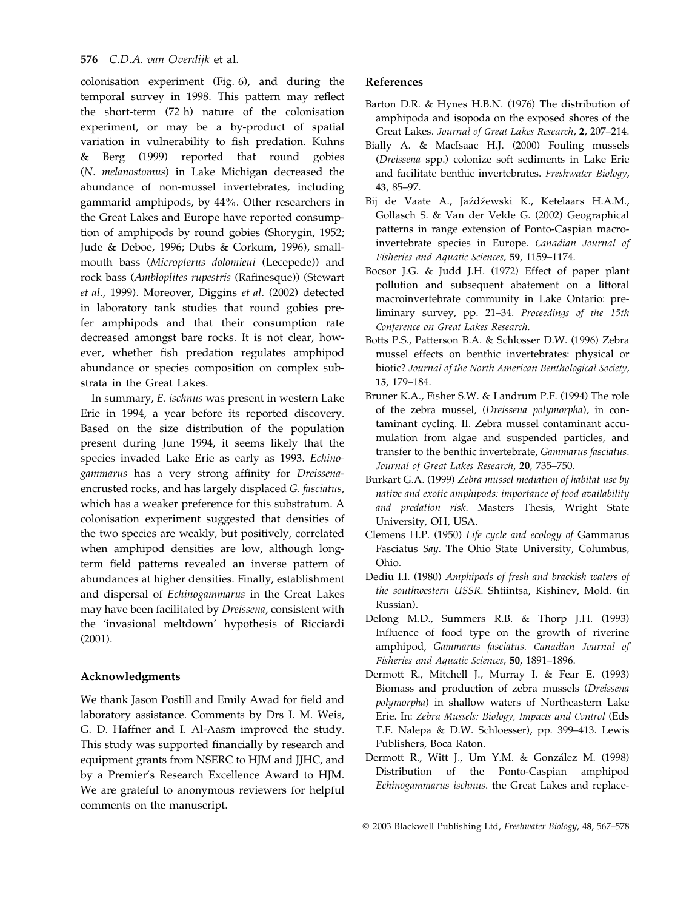colonisation experiment (Fig. 6), and during the temporal survey in 1998. This pattern may reflect the short-term (72 h) nature of the colonisation experiment, or may be a by-product of spatial variation in vulnerability to fish predation. Kuhns & Berg (1999) reported that round gobies (*N. melanostomus*) in Lake Michigan decreased the abundance of non-mussel invertebrates, including gammarid amphipods, by 44%. Other researchers in the Great Lakes and Europe have reported consumption of amphipods by round gobies (Shorygin, 1952; Jude & Deboe, 1996; Dubs & Corkum, 1996), smallmouth bass (*Micropterus dolomieui* (Lecepede)) and rock bass (*Ambloplites rupestris* (Rafinesque)) (Stewart *et al*., 1999). Moreover, Diggins *et al*. (2002) detected in laboratory tank studies that round gobies prefer amphipods and that their consumption rate decreased amongst bare rocks. It is not clear, however, whether fish predation regulates amphipod abundance or species composition on complex substrata in the Great Lakes.

In summary, *E. ischnus* was present in western Lake Erie in 1994, a year before its reported discovery. Based on the size distribution of the population present during June 1994, it seems likely that the species invaded Lake Erie as early as 1993. *Echinogammarus* has a very strong affinity for *Dreissena*-encrusted rocks, and has largely displaced *G. fasciatus*, which has a weaker preference for this substratum. A colonisation experiment suggested that densities of the two species are weakly, but positively, correlated when amphipod densities are low, although long-term field patterns revealed an inverse pattern of abundances at higher densities. Finally, establishment and dispersal of *Echinogammarus* in the Great Lakes may have been facilitated by *Dreissena*, consistent with the 'invasional meltdown' hypothesis of Ricciardi (2001).

## Acknowledgments

We thank Jason Postill and Emily Awad for field and laboratory assistance. Comments by Drs I. M. Weis, G. D. Haffner and I. Al-Aasm improved the study. This study was supported financially by research and equipment grants from NSERC to HJM and JJHC, and by a Premier's Research Excellence Award to HJM. We are grateful to anonymous reviewers for helpful comments on the manuscript.

## References

Barton D.R. & Hynes H.B.N. (1976) The distribution of amphipoda and isopoda on the exposed shores of the Great Lakes. *Journal of Great Lakes Research*, **2**, 207–214.

Bially A. & MacIsaac H.J. (2000) Fouling mussels (*Dreissena* spp.) colonize soft sediments in Lake Erie and facilitate benthic invertebrates. *Freshwater Biology*, **43**, 85–97.

Bij de Vaate A., Jaźdźewski K., Ketelaars H.A.M., Gollasch S. & Van der Velde G. (2002) Geographical patterns in range extension of Ponto-Caspian macroinvertebrate species in Europe. *Canadian Journal of Fisheries and Aquatic Sciences*, **59**, 1159–1174.

Bocsor J.G. & Judd J.H. (1972) Effect of paper plant pollution and subsequent abatement on a littoral macroinvertebrate community in Lake Ontario: preliminary survey, pp. 21–34. *Proceedings of the 15th Conference on Great Lakes Research.*

Botts P.S., Patterson B.A. & Schlosser D.W. (1996) Zebra mussel effects on benthic invertebrates: physical or biotic? *Journal of the North American Benthological Society*, **15**, 179–184.

Bruner K.A., Fisher S.W. & Landrum P.F. (1994) The role of the zebra mussel, (*Dreissena polymorpha*), in contaminant cycling. II. Zebra mussel contaminant accumulation from algae and suspended particles, and transfer to the benthic invertebrate, *Gammarus fasciatus*. *Journal of Great Lakes Research*, **20**, 735–750.

Burkart G.A. (1999) *Zebra mussel mediation of habitat use by native and exotic amphipods: importance of food availability and predation risk*. Masters Thesis, Wright State University, OH, USA.

Clemens H.P. (1950) *Life cycle and ecology of* Gammarus Fasciatus *Say*. The Ohio State University, Columbus, Ohio.

Dediu I.I. (1980) *Amphipods of fresh and brackish waters of the southwestern USSR*. Shtiintsa, Kishinev, Mold. (in Russian).

Delong M.D., Summers R.B. & Thorp J.H. (1993) Influence of food type on the growth of riverine amphipod, *Gammarus fasciatus*. *Canadian Journal of Fisheries and Aquatic Sciences*, **50**, 1891–1896.

Dermott R., Mitchell J., Murray I. & Fear E. (1993) Biomass and production of zebra mussels (*Dreissena polymorpha*) in shallow waters of Northeastern Lake Erie. In: *Zebra Mussels: Biology, Impacts and Control* (Eds T.F. Nalepa & D.W. Schloesser), pp. 399–413. Lewis Publishers, Boca Raton.

Dermott R., Witt J., Um Y.M. & González M. (1998) Distribution of the Ponto-Caspian amphipod *Echinogammarus ischnus*. the Great Lakes and replace-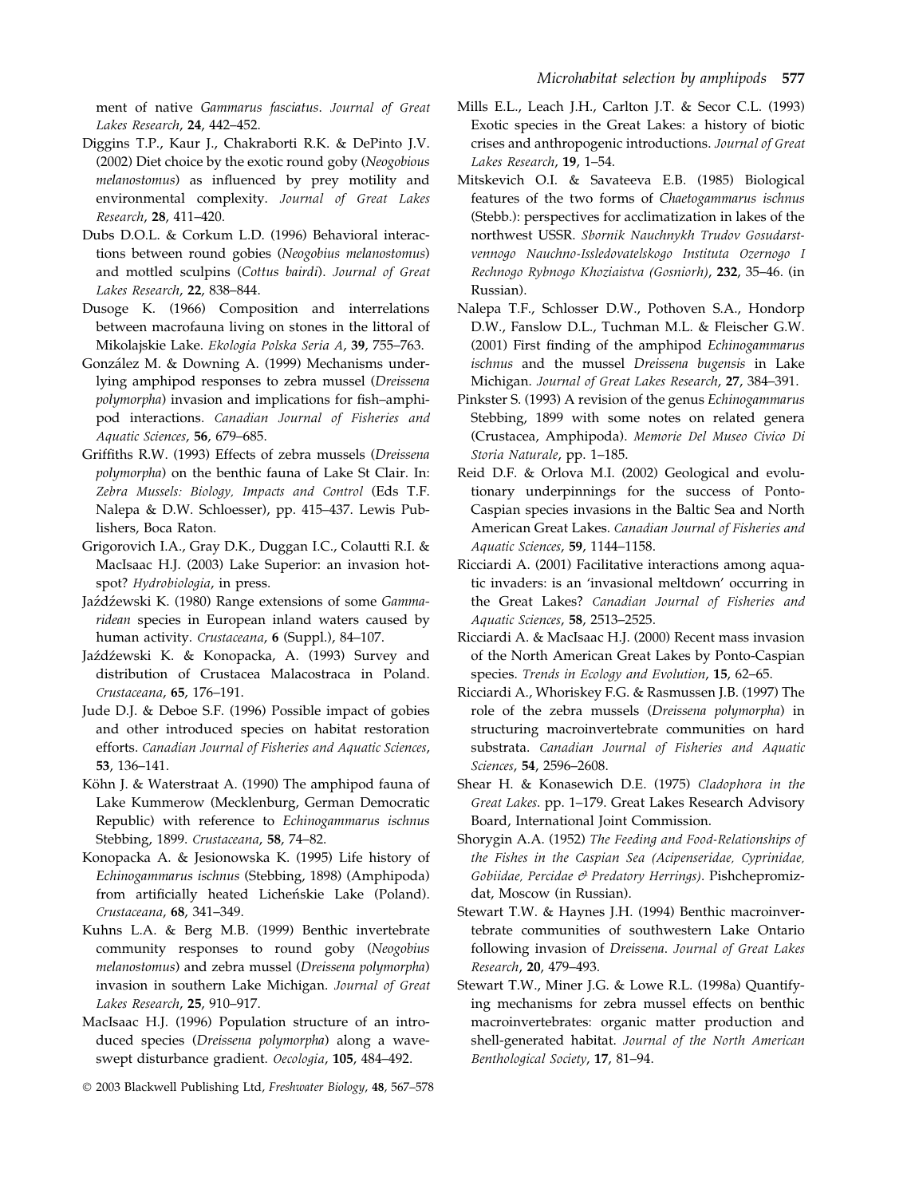ment of native *Gammarus fasciatus*. *Journal of Great Lakes Research*, **24**, 442–452.

Diggins T.P., Kaur J., Chakraborti R.K. & DePinto J.V. (2002) Diet choice by the exotic round goby (*Neogobious melanostomus*) as influenced by prey motility and environmental complexity. *Journal of Great Lakes Research*, **28**, 411–420.

Dubs D.O.L. & Corkum L.D. (1996) Behavioral interactions between round gobies (*Neogobius melanostomus*) and mottled sculpins (*Cottus bairdi*). *Journal of Great Lakes Research*, **22**, 838–844.

Dusoge K. (1966) Composition and interrelations between macrofauna living on stones in the littoral of Mikolajskie Lake. *Ekologia Polska Seria A*, **39**, 755–763.

González M. & Downing A. (1999) Mechanisms underlying amphipod responses to zebra mussel (*Dreissena polymorpha*) invasion and implications for fish–amphipod interactions. *Canadian Journal of Fisheries and Aquatic Sciences*, **56**, 679–685.

Griffiths R.W. (1993) Effects of zebra mussels (*Dreissena polymorpha*) on the benthic fauna of Lake St Clair. In: *Zebra Mussels: Biology, Impacts and Control* (Eds T.F. Nalepa & D.W. Schloesser), pp. 415–437. Lewis Publishers, Boca Raton.

Grigorovich I.A., Gray D.K., Duggan I.C., Colautti R.I. & MacIsaac H.J. (2003) Lake Superior: an invasion hotspot? *Hydrobiologia*, in press.

Jaźdźewski K. (1980) Range extensions of some *Gammaridean* species in European inland waters caused by human activity. *Crustaceana*, **6** (Suppl.), 84–107.

Jaźdźewski K. & Konopacka, A. (1993) Survey and distribution of Crustacea Malacostraca in Poland. *Crustaceana*, **65**, 176–191.

Jude D.J. & Deboe S.F. (1996) Possible impact of gobies and other introduced species on habitat restoration efforts. *Canadian Journal of Fisheries and Aquatic Sciences*, **53**, 136–141.

Köhn J. & Waterstraat A. (1990) The amphipod fauna of Lake Kummerow (Mecklenburg, German Democratic Republic) with reference to *Echinogammarus ischnus* Stebbing, 1899. *Crustaceana*, **58**, 74–82.

Konopacka A. & Jesionowska K. (1995) Life history of *Echinogammarus ischnus* (Stebbing, 1898) (Amphipoda) from artificially heated Licheńskie Lake (Poland). *Crustaceana*, **68**, 341–349.

Kuhns L.A. & Berg M.B. (1999) Benthic invertebrate community responses to round goby (*Neogobius melanostomus*) and zebra mussel (*Dreissena polymorpha*) invasion in southern Lake Michigan. *Journal of Great Lakes Research*, **25**, 910–917.

MacIsaac H.J. (1996) Population structure of an introduced species (*Dreissena polymorpha*) along a wave-swept disturbance gradient. *Oecologia*, **105**, 484–492.

Mills E.L., Leach J.H., Carlton J.T. & Secor C.L. (1993) Exotic species in the Great Lakes: a history of biotic crises and anthropogenic introductions. *Journal of Great Lakes Research*, **19**, 1–54.

Mitskevich O.I. & Savateeva E.B. (1985) Biological features of the two forms of *Chaetogammarus ischnus* (Stebb.): perspectives for acclimatization in lakes of the northwest USSR. *Sbornik Nauchnykh Trudov Gosudarstvennogo Nauchno-Issledovatelskogo Instituta Ozernogo I Rechnogo Rybnogo Khoziaistva (Gosniorh)*, **232**, 35–46. (in Russian).

Nalepa T.F., Schlosser D.W., Pothoven S.A., Hondorp D.W., Fanslow D.L., Tuchman M.L. & Fleischer G.W. (2001) First finding of the amphipod *Echinogammarus ischnus* and the mussel *Dreissena bugensis* in Lake Michigan. *Journal of Great Lakes Research*, **27**, 384–391.

Pinkster S. (1993) A revision of the genus *Echinogammarus* Stebbing, 1899 with some notes on related genera (Crustacea, Amphipoda). *Memorie Del Museo Civico Di Storia Naturale*, pp. 1–185.

Reid D.F. & Orlova M.I. (2002) Geological and evolutionary underpinnings for the success of Ponto-Caspian species invasions in the Baltic Sea and North American Great Lakes. *Canadian Journal of Fisheries and Aquatic Sciences*, **59**, 1144–1158.

Ricciardi A. (2001) Facilitative interactions among aquatic invaders: is an 'invasional meltdown' occurring in the Great Lakes? *Canadian Journal of Fisheries and Aquatic Sciences*, **58**, 2513–2525.

Ricciardi A. & MacIsaac H.J. (2000) Recent mass invasion of the North American Great Lakes by Ponto-Caspian species. *Trends in Ecology and Evolution*, **15**, 62–65.

Ricciardi A., Whoriskey F.G. & Rasmussen J.B. (1997) The role of the zebra mussels (*Dreissena polymorpha*) in structuring macroinvertebrate communities on hard substrata. *Canadian Journal of Fisheries and Aquatic Sciences*, **54**, 2596–2608.

Shear H. & Konasewich D.E. (1975) *Cladophora in the Great Lakes*. pp. 1–179. Great Lakes Research Advisory Board, International Joint Commission.

Shorygin A.A. (1952) *The Feeding and Food-Relationships of the Fishes in the Caspian Sea (Acipenseridae, Cyprinidae, Gobiidae, Percidae & Predatory Herrings)*. Pishchepromizdat, Moscow (in Russian).

Stewart T.W. & Haynes J.H. (1994) Benthic macroinvertebrate communities of southwestern Lake Ontario following invasion of *Dreissena*. *Journal of Great Lakes Research*, **20**, 479–493.

Stewart T.W., Miner J.G. & Lowe R.L. (1998a) Quantifying mechanisms for zebra mussel effects on benthic macroinvertebrates: organic matter production and shell-generated habitat. *Journal of the North American Benthological Society*, **17**, 81–94.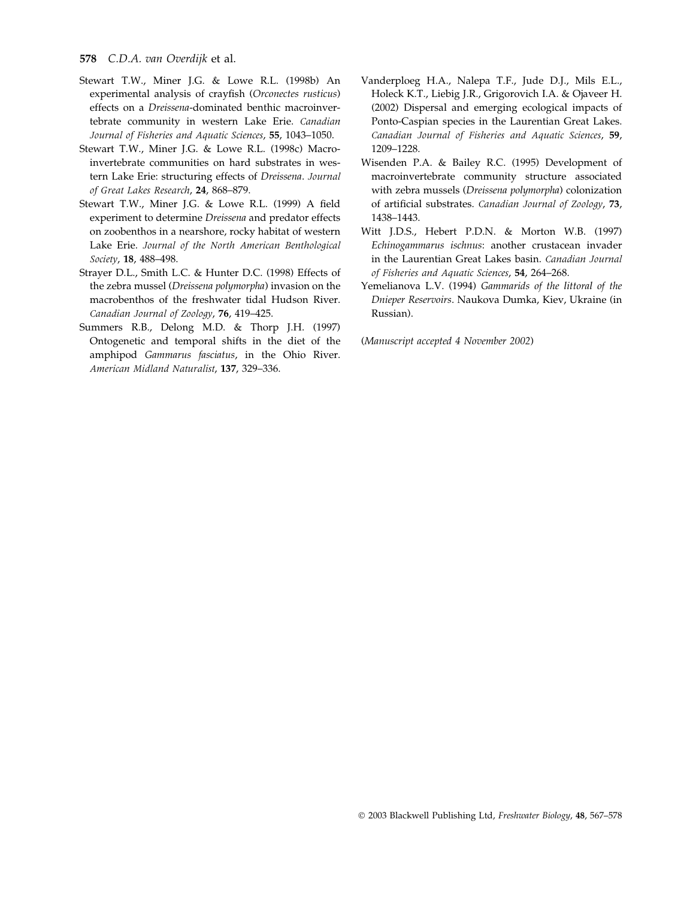Stewart T.W., Miner J.G. & Lowe R.L. (1998b) An experimental analysis of crayfish (*Orconectes rusticus*) effects on a *Dreissena*-dominated benthic macroinvertebrate community in western Lake Erie. *Canadian Journal of Fisheries and Aquatic Sciences*, **55**, 1043–1050.

Stewart T.W., Miner J.G. & Lowe R.L. (1998c) Macroinvertebrate communities on hard substrates in western Lake Erie: structuring effects of *Dreissena*. *Journal of Great Lakes Research*, **24**, 868–879.

Stewart T.W., Miner J.G. & Lowe R.L. (1999) A field experiment to determine *Dreissena* and predator effects on zoobenthos in a nearshore, rocky habitat of western Lake Erie. *Journal of the North American Benthological Society*, **18**, 488–498.

Strayer D.L., Smith L.C. & Hunter D.C. (1998) Effects of the zebra mussel (*Dreissena polymorpha*) invasion on the macrobenthos of the freshwater tidal Hudson River. *Canadian Journal of Zoology*, **76**, 419–425.

Summers R.B., Delong M.D. & Thorp J.H. (1997) Ontogenetic and temporal shifts in the diet of the amphipod *Gammarus fasciatus*, in the Ohio River. *American Midland Naturalist*, **137**, 329–336.

Vanderploeg H.A., Nalepa T.F., Jude D.J., Mils E.L., Holeck K.T., Liebig J.R., Grigorovich I.A. & Ojaveer H. (2002) Dispersal and emerging ecological impacts of Ponto-Caspian species in the Laurentian Great Lakes. *Canadian Journal of Fisheries and Aquatic Sciences*, **59**, 1209–1228.

Wisenden P.A. & Bailey R.C. (1995) Development of macroinvertebrate community structure associated with zebra mussels (*Dreissena polymorpha*) colonization of artificial substrates. *Canadian Journal of Zoology*, **73**, 1438–1443.

Witt J.D.S., Hebert P.D.N. & Morton W.B. (1997) *Echinogammarus ischnus*: another crustacean invader in the Laurentian Great Lakes basin. *Canadian Journal of Fisheries and Aquatic Sciences*, **54**, 264–268.

Yemelianova L.V. (1994) *Gammarids of the littoral of the Dnieper Reservoirs*. Naukova Dumka, Kiev, Ukraine (in Russian).

(*Manuscript accepted 4 November 2002*)